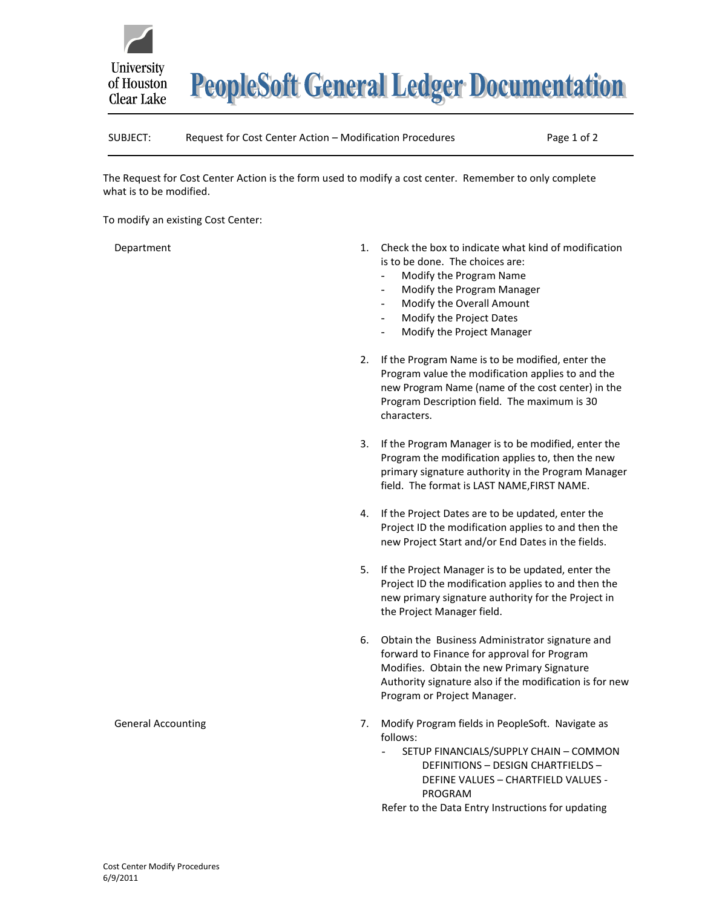# PeopleSoft General Ledger Documentation

University of Houston Clear Lake

SUBJECT: Request for Cost Center Action – Modification Procedures

The Request for Cost Center Action is the form used to modify a cost center. Remember to only complete what is to be modified.

To modify an existing Cost Center:

**Department**

1. Check the box to indicate what kind of modification is to be done. The choices are:
   - Modify the Program Name
   - Modify the Program Manager
   - Modify the Overall Amount
   - Modify the Project Dates
   - Modify the Project Manager

2. If the Program Name is to be modified, enter the Program value the modification applies to and the new Program Name (name of the cost center) in the Program Description field. The maximum is 30 characters.

3. If the Program Manager is to be modified, enter the Program the modification applies to, then the new primary signature authority in the Program Manager field. The format is LAST NAME,FIRST NAME.

4. If the Project Dates are to be updated, enter the Project ID the modification applies to and then the new Project Start and/or End Dates in the fields.

5. If the Project Manager is to be updated, enter the Project ID the modification applies to and then the new primary signature authority for the Project in the Project Manager field.

6. Obtain the Business Administrator signature and forward to Finance for approval for Program Modifies. Obtain the new Primary Signature Authority signature also if the modification is for new Program or Project Manager.

**General Accounting**

7. Modify Program fields in PeopleSoft. Navigate as follows:
   - SETUP FINANCIALS/SUPPLY CHAIN – COMMON DEFINITIONS – DESIGN CHARTFIELDS – DEFINE VALUES – CHARTFIELD VALUES - PROGRAM

   Refer to the Data Entry Instructions for updating

Cost Center Modify Procedures
6/9/2011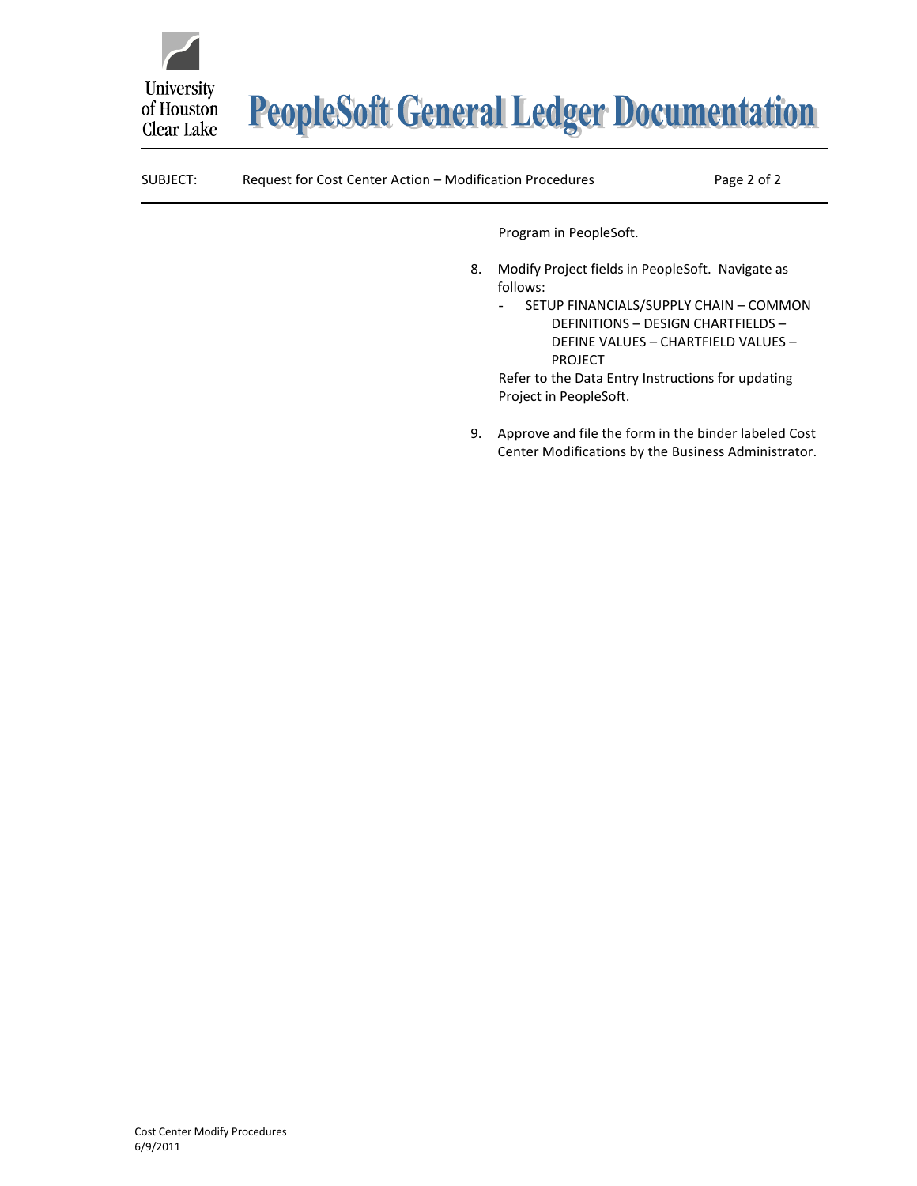Program in PeopleSoft.

8. Modify Project fields in PeopleSoft. Navigate as follows:
   - SETUP FINANCIALS/SUPPLY CHAIN – COMMON DEFINITIONS – DESIGN CHARTFIELDS – DEFINE VALUES – CHARTFIELD VALUES – PROJECT

   Refer to the Data Entry Instructions for updating Project in PeopleSoft.

9. Approve and file the form in the binder labeled Cost Center Modifications by the Business Administrator.